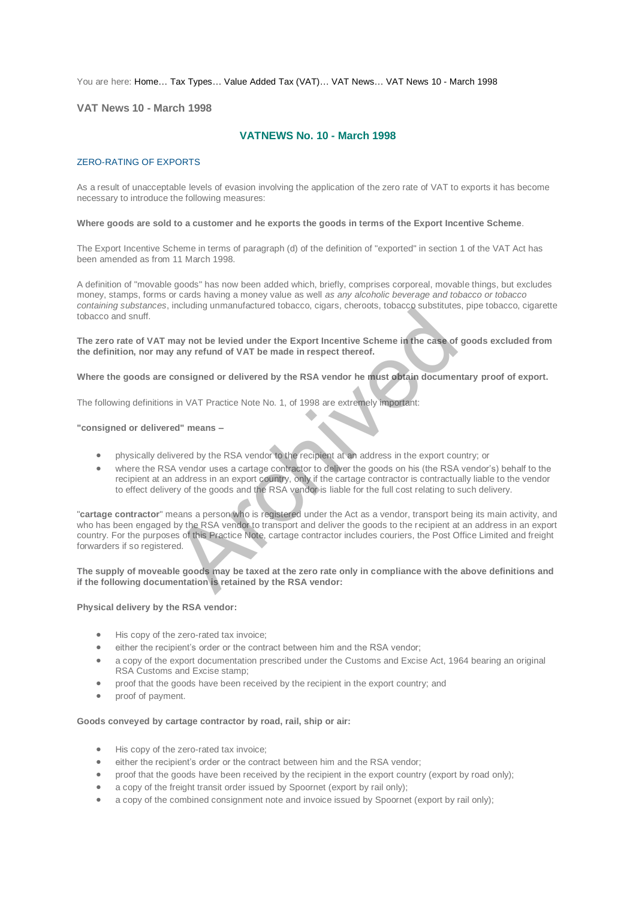You are here: Home… Tax Types… Value Added Tax (VAT)… VAT News… VAT News 10 - March 1998

# VAT News 10 - March 1998

## VATNEWS No. 10 - March 1998

### ZERO-RATING OF EXPORTS

As a result of unacceptable levels of evasion involving the application of the zero rate of VAT to exports it has become necessary to introduce the following measures:

**Where goods are sold to a customer and he exports the goods in terms of the Export Incentive Scheme**.

The Export Incentive Scheme in terms of paragraph (d) of the definition of "exported" in section 1 of the VAT Act has been amended as from 11 March 1998.

A definition of "movable goods" has now been added which, briefly, comprises corporeal, movable things, but excludes money, stamps, forms or cards having a money value as well *as any alcoholic beverage and tobacco or tobacco containing substances*, including unmanufactured tobacco, cigars, cheroots, tobacco substitutes, pipe tobacco, cigarette tobacco and snuff.

**The zero rate of VAT may not be levied under the Export Incentive Scheme in the case of goods excluded from the definition, nor may any refund of VAT be made in respect thereof.**

**Where the goods are consigned or delivered by the RSA vendor he must obtain documentary proof of export.**

The following definitions in VAT Practice Note No. 1, of 1998 are extremely important:

**"consigned or delivered" means –**

- physically delivered by the RSA vendor to the recipient at an address in the export country; or
- where the RSA vendor uses a cartage contractor to deliver the goods on his (the RSA vendor's) behalf to the recipient at an address in an export country, only if the cartage contractor is contractually liable to the vendor to effect delivery of the goods and the RSA vendor is liable for the full cost relating to such delivery.

"**cartage contractor**" means a person who is registered under the Act as a vendor, transport being its main activity, and who has been engaged by the RSA vendor to transport and deliver the goods to the recipient at an address in an export country. For the purposes of this Practice Note, cartage contractor includes couriers, the Post Office Limited and freight forwarders if so registered.

**The supply of moveable goods may be taxed at the zero rate only in compliance with the above definitions and if the following documentation is retained by the RSA vendor:**

**Physical delivery by the RSA vendor:**

- His copy of the zero-rated tax invoice;
- either the recipient's order or the contract between him and the RSA vendor;
- a copy of the export documentation prescribed under the Customs and Excise Act, 1964 bearing an original RSA Customs and Excise stamp;
- proof that the goods have been received by the recipient in the export country; and
- proof of payment.

**Goods conveyed by cartage contractor by road, rail, ship or air:**

- His copy of the zero-rated tax invoice;
- either the recipient's order or the contract between him and the RSA vendor;
- proof that the goods have been received by the recipient in the export country (export by road only);
- a copy of the freight transit order issued by Spoornet (export by rail only);
- a copy of the combined consignment note and invoice issued by Spoornet (export by rail only);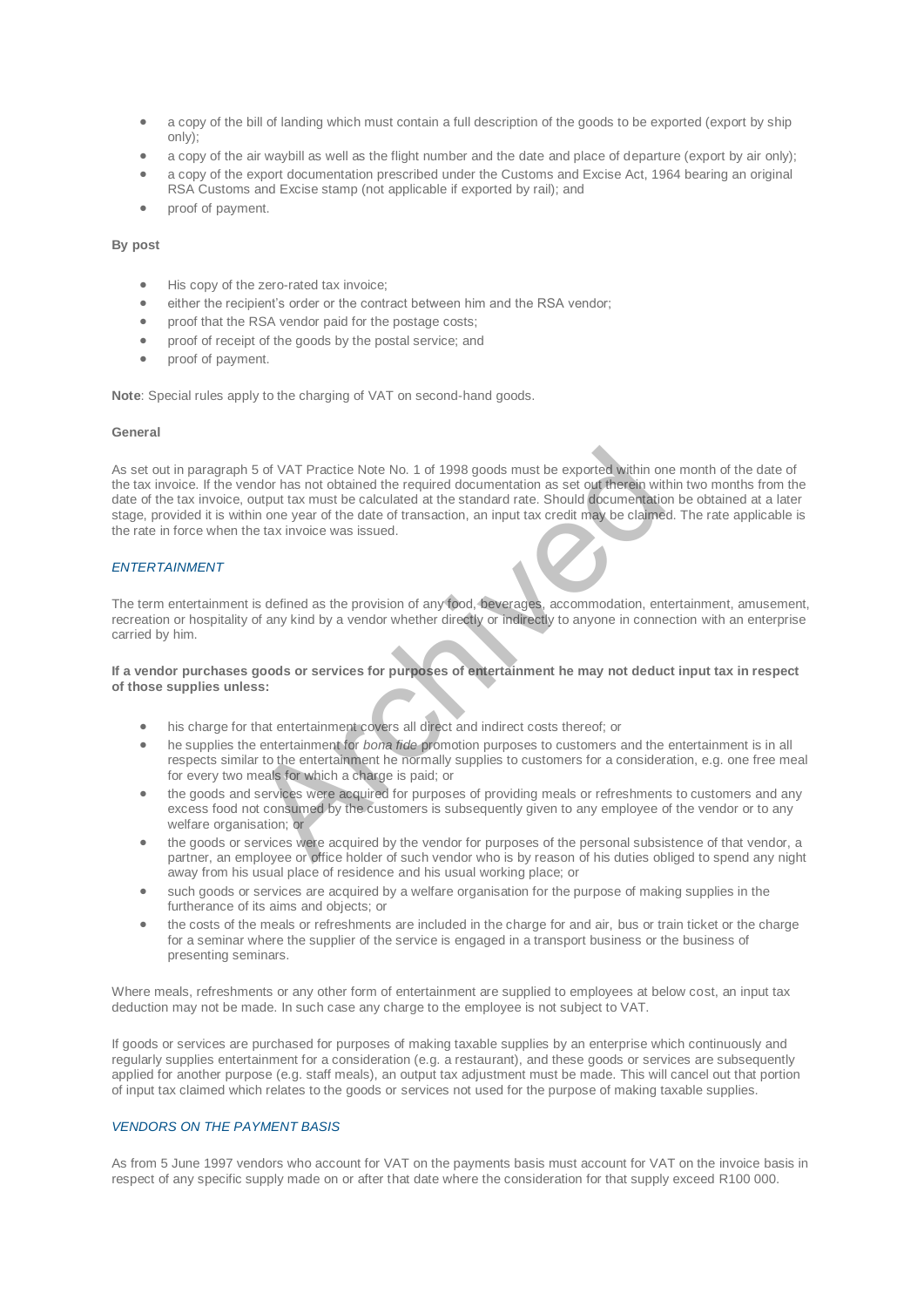- a copy of the bill of landing which must contain a full description of the goods to be exported (export by ship only);
- a copy of the air waybill as well as the flight number and the date and place of departure (export by air only);
- a copy of the export documentation prescribed under the Customs and Excise Act, 1964 bearing an original RSA Customs and Excise stamp (not applicable if exported by rail); and
- proof of payment.

**By post**

- His copy of the zero-rated tax invoice;
- either the recipient's order or the contract between him and the RSA vendor;
- proof that the RSA vendor paid for the postage costs;
- proof of receipt of the goods by the postal service; and
- proof of payment.

**Note**: Special rules apply to the charging of VAT on second-hand goods.

**General**

As set out in paragraph 5 of VAT Practice Note No. 1 of 1998 goods must be exported within one month of the date of the tax invoice. If the vendor has not obtained the required documentation as set out therein within two months from the date of the tax invoice, output tax must be calculated at the standard rate. Should documentation be obtained at a later stage, provided it is within one year of the date of transaction, an input tax credit may be claimed. The rate applicable is the rate in force when the tax invoice was issued.

*ENTERTAINMENT*

The term entertainment is defined as the provision of any food, beverages, accommodation, entertainment, amusement, recreation or hospitality of any kind by a vendor whether directly or indirectly to anyone in connection with an enterprise carried by him.

**If a vendor purchases goods or services for purposes of entertainment he may not deduct input tax in respect of those supplies unless:**

- his charge for that entertainment covers all direct and indirect costs thereof; or
- he supplies the entertainment for *bona fide* promotion purposes to customers and the entertainment is in all respects similar to the entertainment he normally supplies to customers for a consideration, e.g. one free meal for every two meals for which a charge is paid; or
- the goods and services were acquired for purposes of providing meals or refreshments to customers and any excess food not consumed by the customers is subsequently given to any employee of the vendor or to any welfare organisation; or
- the goods or services were acquired by the vendor for purposes of the personal subsistence of that vendor, a partner, an employee or office holder of such vendor who is by reason of his duties obliged to spend any night away from his usual place of residence and his usual working place; or
- such goods or services are acquired by a welfare organisation for the purpose of making supplies in the furtherance of its aims and objects; or
- the costs of the meals or refreshments are included in the charge for and air, bus or train ticket or the charge for a seminar where the supplier of the service is engaged in a transport business or the business of presenting seminars.

Where meals, refreshments or any other form of entertainment are supplied to employees at below cost, an input tax deduction may not be made. In such case any charge to the employee is not subject to VAT.

If goods or services are purchased for purposes of making taxable supplies by an enterprise which continuously and regularly supplies entertainment for a consideration (e.g. a restaurant), and these goods or services are subsequently applied for another purpose (e.g. staff meals), an output tax adjustment must be made. This will cancel out that portion of input tax claimed which relates to the goods or services not used for the purpose of making taxable supplies.

*VENDORS ON THE PAYMENT BASIS*

As from 5 June 1997 vendors who account for VAT on the payments basis must account for VAT on the invoice basis in respect of any specific supply made on or after that date where the consideration for that supply exceed R100 000.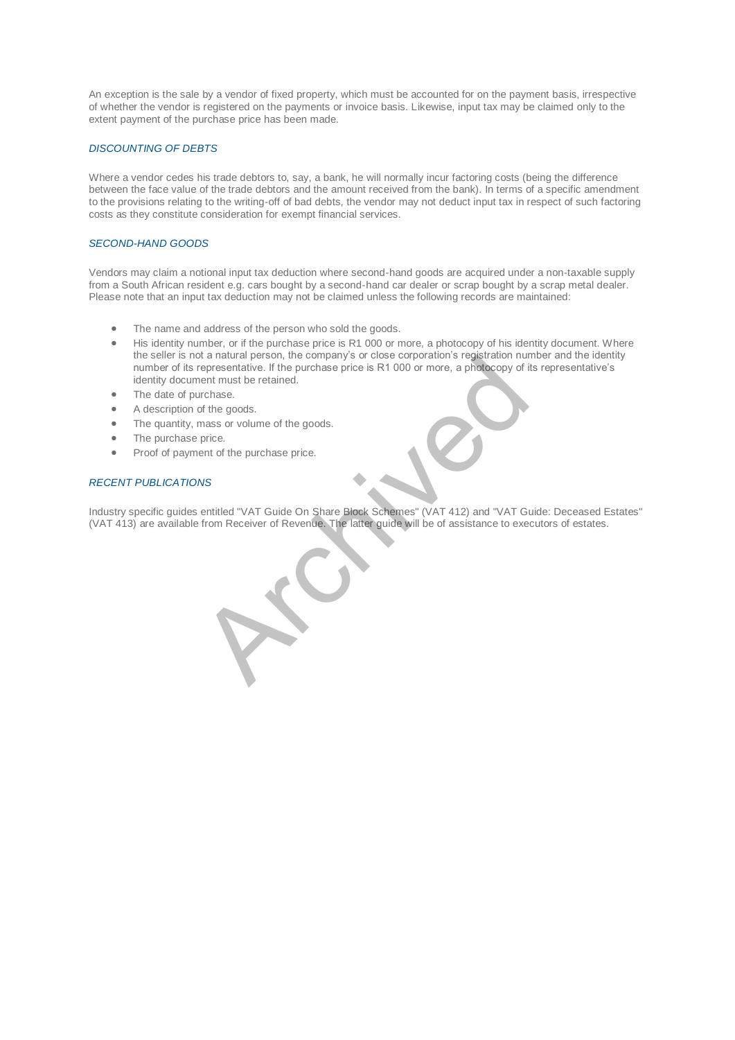An exception is the sale by a vendor of fixed property, which must be accounted for on the payment basis, irrespective of whether the vendor is registered on the payments or invoice basis. Likewise, input tax may be claimed only to the extent payment of the purchase price has been made.

### *DISCOUNTING OF DEBTS*

Where a vendor cedes his trade debtors to, say, a bank, he will normally incur factoring costs (being the difference between the face value of the trade debtors and the amount received from the bank). In terms of a specific amendment to the provisions relating to the writing-off of bad debts, the vendor may not deduct input tax in respect of such factoring costs as they constitute consideration for exempt financial services.

### *SECOND-HAND GOODS*

Vendors may claim a notional input tax deduction where second-hand goods are acquired under a non-taxable supply from a South African resident e.g. cars bought by a second-hand car dealer or scrap bought by a scrap metal dealer. Please note that an input tax deduction may not be claimed unless the following records are maintained:

- The name and address of the person who sold the goods.
- His identity number, or if the purchase price is R1 000 or more, a photocopy of his identity document. Where the seller is not a natural person, the company's or close corporation's registration number and the identity number of its representative. If the purchase price is R1 000 or more, a photocopy of its representative's identity document must be retained.
- The date of purchase.
- A description of the goods.
- The quantity, mass or volume of the goods.
- The purchase price.
- Proof of payment of the purchase price.

### *RECENT PUBLICATIONS*

Industry specific guides entitled "VAT Guide On Share Block Schemes" (VAT 412) and "VAT Guide: Deceased Estates" (VAT 413) are available from Receiver of Revenue. The latter guide will be of assistance to executors of estates.